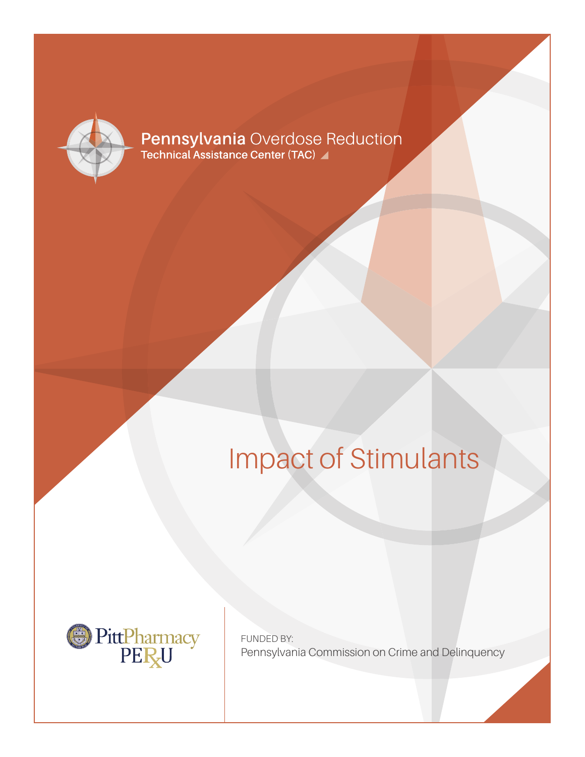**Pennsylvania** Overdose Reduction
Technical Assistance Center (TAC)

# Impact of Stimulants

PittPharmacy
PERxU

FUNDED BY:
Pennsylvania Commission on Crime and Delinquency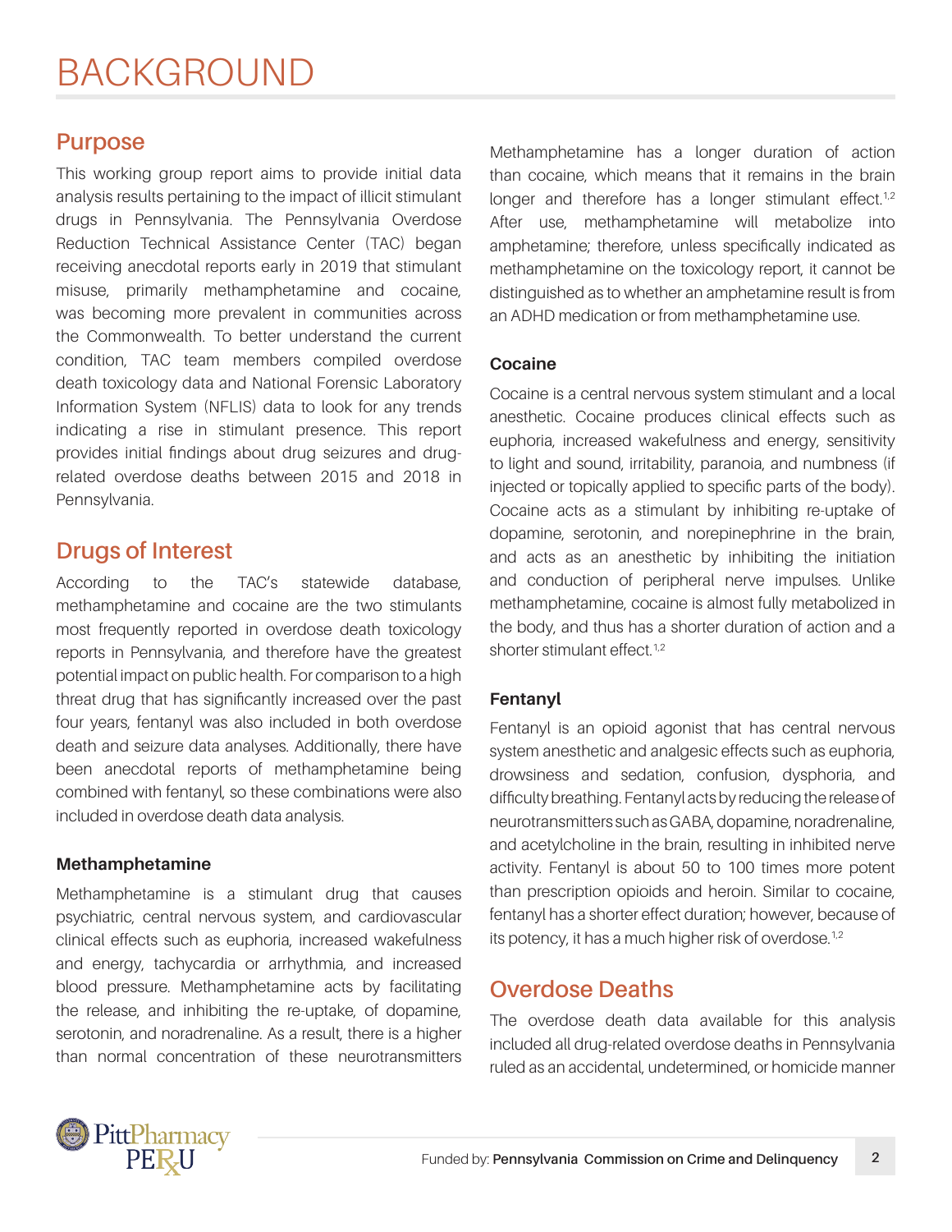# BACKGROUND

## Purpose

This working group report aims to provide initial data analysis results pertaining to the impact of illicit stimulant drugs in Pennsylvania. The Pennsylvania Overdose Reduction Technical Assistance Center (TAC) began receiving anecdotal reports early in 2019 that stimulant misuse, primarily methamphetamine and cocaine, was becoming more prevalent in communities across the Commonwealth. To better understand the current condition, TAC team members compiled overdose death toxicology data and National Forensic Laboratory Information System (NFLIS) data to look for any trends indicating a rise in stimulant presence. This report provides initial findings about drug seizures and drug-related overdose deaths between 2015 and 2018 in Pennsylvania.

## Drugs of Interest

According to the TAC's statewide database, methamphetamine and cocaine are the two stimulants most frequently reported in overdose death toxicology reports in Pennsylvania, and therefore have the greatest potential impact on public health. For comparison to a high threat drug that has significantly increased over the past four years, fentanyl was also included in both overdose death and seizure data analyses. Additionally, there have been anecdotal reports of methamphetamine being combined with fentanyl, so these combinations were also included in overdose death data analysis.

### Methamphetamine

Methamphetamine is a stimulant drug that causes psychiatric, central nervous system, and cardiovascular clinical effects such as euphoria, increased wakefulness and energy, tachycardia or arrhythmia, and increased blood pressure. Methamphetamine acts by facilitating the release, and inhibiting the re-uptake, of dopamine, serotonin, and noradrenaline. As a result, there is a higher than normal concentration of these neurotransmitters Methamphetamine has a longer duration of action than cocaine, which means that it remains in the brain longer and therefore has a longer stimulant effect.[1,2] After use, methamphetamine will metabolize into amphetamine; therefore, unless specifically indicated as methamphetamine on the toxicology report, it cannot be distinguished as to whether an amphetamine result is from an ADHD medication or from methamphetamine use.

### Cocaine

Cocaine is a central nervous system stimulant and a local anesthetic. Cocaine produces clinical effects such as euphoria, increased wakefulness and energy, sensitivity to light and sound, irritability, paranoia, and numbness (if injected or topically applied to specific parts of the body). Cocaine acts as a stimulant by inhibiting re-uptake of dopamine, serotonin, and norepinephrine in the brain, and acts as an anesthetic by inhibiting the initiation and conduction of peripheral nerve impulses. Unlike methamphetamine, cocaine is almost fully metabolized in the body, and thus has a shorter duration of action and a shorter stimulant effect.[1,2]

### Fentanyl

Fentanyl is an opioid agonist that has central nervous system anesthetic and analgesic effects such as euphoria, drowsiness and sedation, confusion, dysphoria, and difficulty breathing. Fentanyl acts by reducing the release of neurotransmitters such as GABA, dopamine, noradrenaline, and acetylcholine in the brain, resulting in inhibited nerve activity. Fentanyl is about 50 to 100 times more potent than prescription opioids and heroin. Similar to cocaine, fentanyl has a shorter effect duration; however, because of its potency, it has a much higher risk of overdose.[1,2]

## Overdose Deaths

The overdose death data available for this analysis included all drug-related overdose deaths in Pennsylvania ruled as an accidental, undetermined, or homicide manner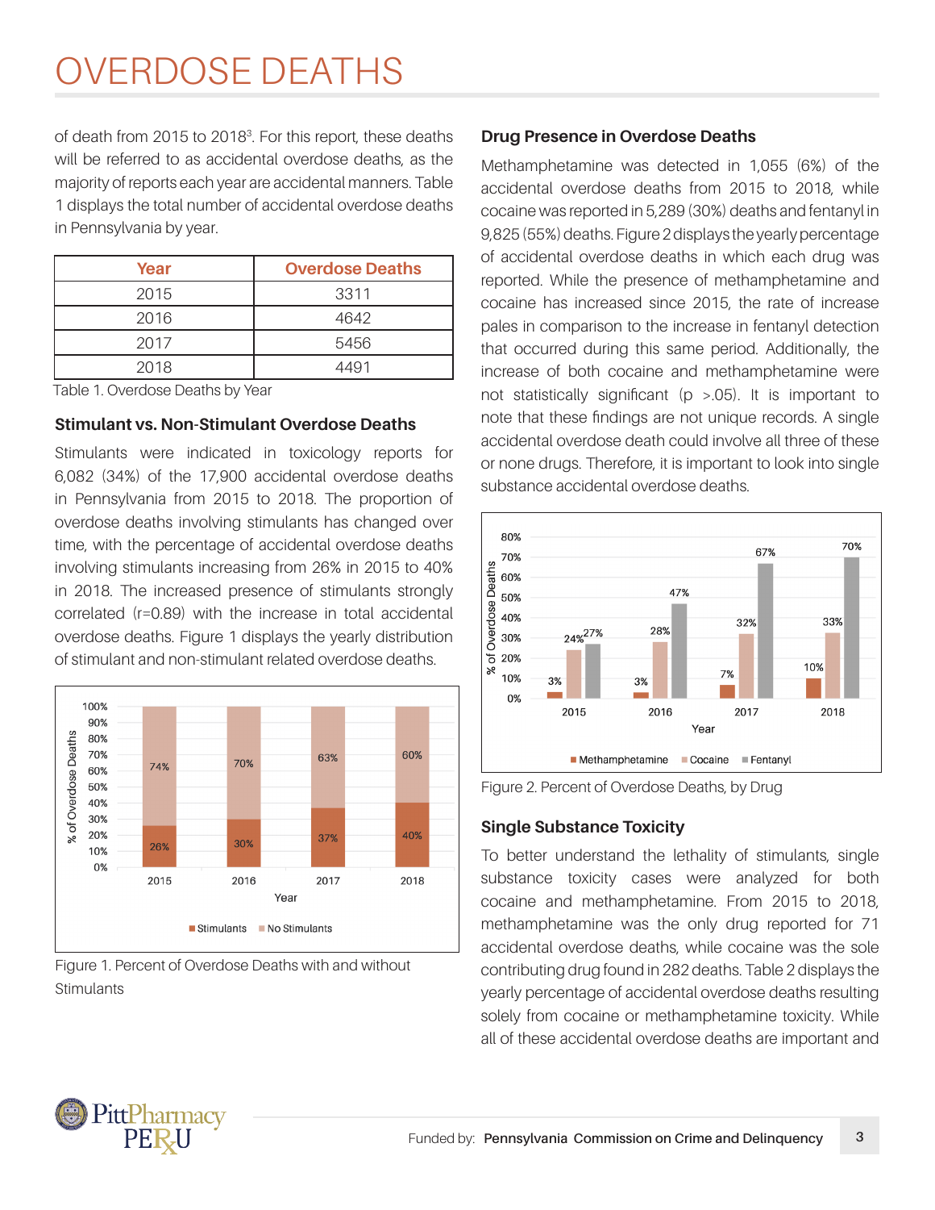# OVERDOSE DEATHS

of death from 2015 to 2018[3]. For this report, these deaths will be referred to as accidental overdose deaths, as the majority of reports each year are accidental manners. Table 1 displays the total number of accidental overdose deaths in Pennsylvania by year.

| Year | Overdose Deaths |
|---|---|
| 2015 | 3311 |
| 2016 | 4642 |
| 2017 | 5456 |
| 2018 | 4491 |

Table 1. Overdose Deaths by Year

### Stimulant vs. Non-Stimulant Overdose Deaths

Stimulants were indicated in toxicology reports for 6,082 (34%) of the 17,900 accidental overdose deaths in Pennsylvania from 2015 to 2018. The proportion of overdose deaths involving stimulants has changed over time, with the percentage of accidental overdose deaths involving stimulants increasing from 26% in 2015 to 40% in 2018. The increased presence of stimulants strongly correlated (r=0.89) with the increase in total accidental overdose deaths. Figure 1 displays the yearly distribution of stimulant and non-stimulant related overdose deaths.

Figure 1. Percent of Overdose Deaths with and without Stimulants

### Drug Presence in Overdose Deaths

Methamphetamine was detected in 1,055 (6%) of the accidental overdose deaths from 2015 to 2018, while cocaine was reported in 5,289 (30%) deaths and fentanyl in 9,825 (55%) deaths. Figure 2 displays the yearly percentage of accidental overdose deaths in which each drug was reported. While the presence of methamphetamine and cocaine has increased since 2015, the rate of increase pales in comparison to the increase in fentanyl detection that occurred during this same period. Additionally, the increase of both cocaine and methamphetamine were not statistically significant ($p > .05$). It is important to note that these findings are not unique records. A single accidental overdose death could involve all three of these or none drugs. Therefore, it is important to look into single substance accidental overdose deaths.

Figure 2. Percent of Overdose Deaths, by Drug

### Single Substance Toxicity

To better understand the lethality of stimulants, single substance toxicity cases were analyzed for both cocaine and methamphetamine. From 2015 to 2018, methamphetamine was the only drug reported for 71 accidental overdose deaths, while cocaine was the sole contributing drug found in 282 deaths. Table 2 displays the yearly percentage of accidental overdose deaths resulting solely from cocaine or methamphetamine toxicity. While all of these accidental overdose deaths are important and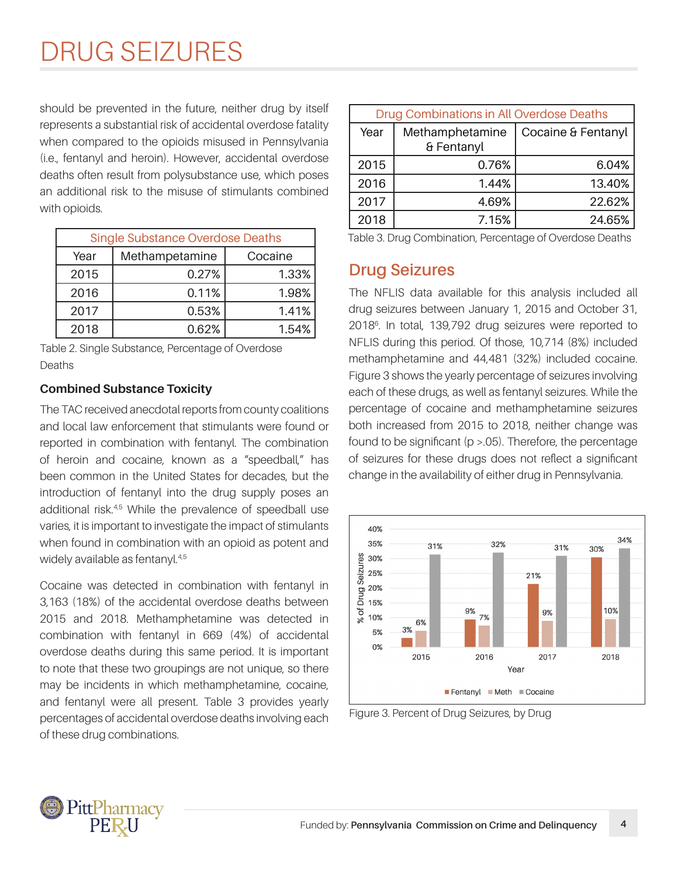# DRUG SEIZURES

should be prevented in the future, neither drug by itself represents a substantial risk of accidental overdose fatality when compared to the opioids misused in Pennsylvania (i.e., fentanyl and heroin). However, accidental overdose deaths often result from polysubstance use, which poses an additional risk to the misuse of stimulants combined with opioids.

| Single Substance Overdose Deaths | | |
|---|---|---|
| Year | Methampetamine | Cocaine |
| 2015 | 0.27% | 1.33% |
| 2016 | 0.11% | 1.98% |
| 2017 | 0.53% | 1.41% |
| 2018 | 0.62% | 1.54% |

Table 2. Single Substance, Percentage of Overdose Deaths

### Combined Substance Toxicity

The TAC received anecdotal reports from county coalitions and local law enforcement that stimulants were found or reported in combination with fentanyl. The combination of heroin and cocaine, known as a "speedball," has been common in the United States for decades, but the introduction of fentanyl into the drug supply poses an additional risk.[4,5] While the prevalence of speedball use varies, it is important to investigate the impact of stimulants when found in combination with an opioid as potent and widely available as fentanyl.[4,5]

Cocaine was detected in combination with fentanyl in 3,163 (18%) of the accidental overdose deaths between 2015 and 2018. Methamphetamine was detected in combination with fentanyl in 669 (4%) of accidental overdose deaths during this same period. It is important to note that these two groupings are not unique, so there may be incidents in which methamphetamine, cocaine, and fentanyl were all present. Table 3 provides yearly percentages of accidental overdose deaths involving each of these drug combinations.

| Drug Combinations in All Overdose Deaths | | |
|---|---|---|
| Year | Methamphetamine & Fentanyl | Cocaine & Fentanyl |
| 2015 | 0.76% | 6.04% |
| 2016 | 1.44% | 13.40% |
| 2017 | 4.69% | 22.62% |
| 2018 | 7.15% | 24.65% |

Table 3. Drug Combination, Percentage of Overdose Deaths

## Drug Seizures

The NFLIS data available for this analysis included all drug seizures between January 1, 2015 and October 31, 2018[6]. In total, 139,792 drug seizures were reported to NFLIS during this period. Of those, 10,714 (8%) included methamphetamine and 44,481 (32%) included cocaine. Figure 3 shows the yearly percentage of seizures involving each of these drugs, as well as fentanyl seizures. While the percentage of cocaine and methamphetamine seizures both increased from 2015 to 2018, neither change was found to be significant ($p > .05$). Therefore, the percentage of seizures for these drugs does not reflect a significant change in the availability of either drug in Pennsylvania.

| Year | Fentanyl | Meth | Cocaine |
|---|---|---|---|
| 2015 | 3% | 6% | 31% |
| 2016 | 9% | 7% | 32% |
| 2017 | 21% | 9% | 31% |
| 2018 | 30% | 10% | 34% |

Figure 3. Percent of Drug Seizures, by Drug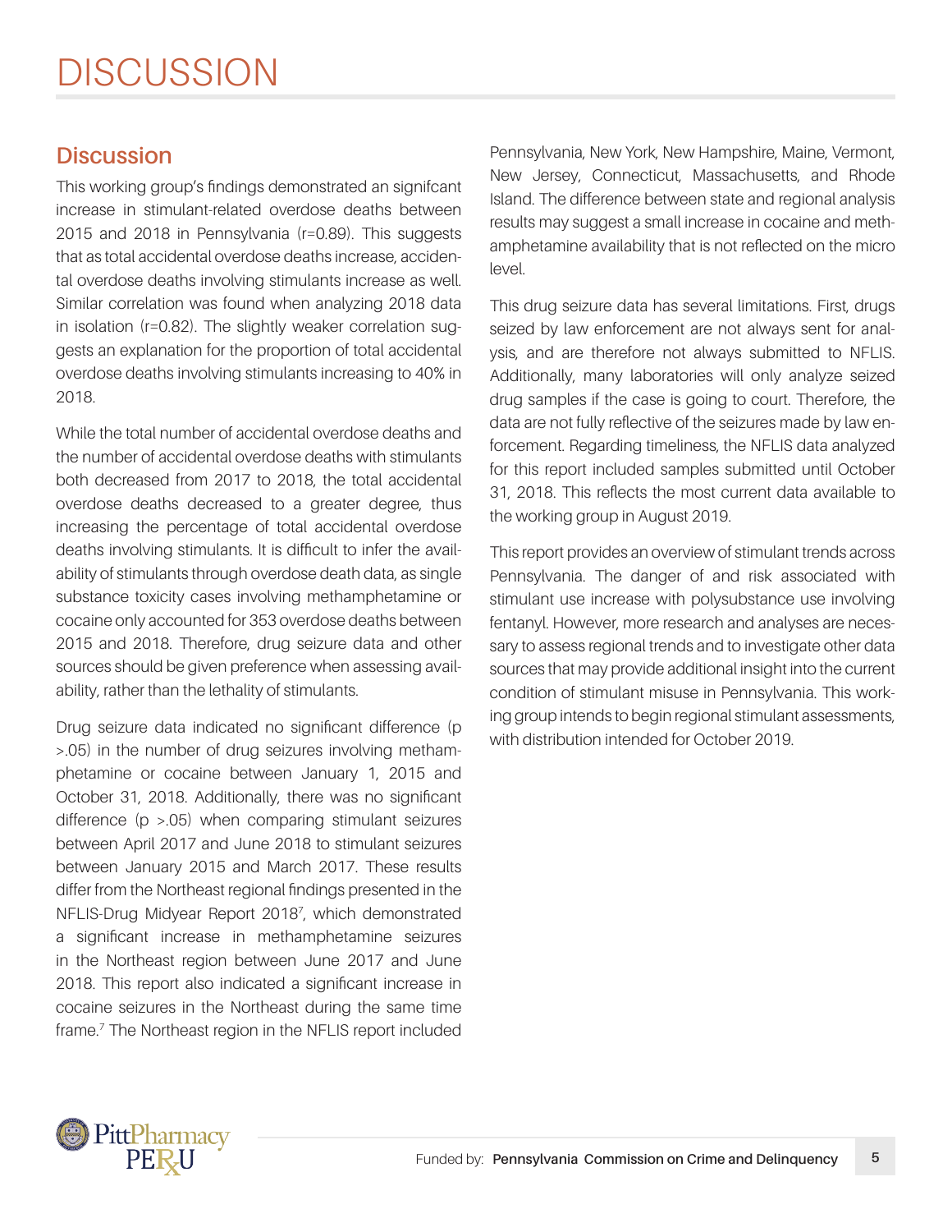# DISCUSSION

## Discussion

This working group's findings demonstrated an signifcant increase in stimulant-related overdose deaths between 2015 and 2018 in Pennsylvania (r=0.89). This suggests that as total accidental overdose deaths increase, accidental overdose deaths involving stimulants increase as well. Similar correlation was found when analyzing 2018 data in isolation (r=0.82). The slightly weaker correlation suggests an explanation for the proportion of total accidental overdose deaths involving stimulants increasing to 40% in 2018.

While the total number of accidental overdose deaths and the number of accidental overdose deaths with stimulants both decreased from 2017 to 2018, the total accidental overdose deaths decreased to a greater degree, thus increasing the percentage of total accidental overdose deaths involving stimulants. It is difficult to infer the availability of stimulants through overdose death data, as single substance toxicity cases involving methamphetamine or cocaine only accounted for 353 overdose deaths between 2015 and 2018. Therefore, drug seizure data and other sources should be given preference when assessing availability, rather than the lethality of stimulants.

Drug seizure data indicated no significant difference ($p > .05$) in the number of drug seizures involving methamphetamine or cocaine between January 1, 2015 and October 31, 2018. Additionally, there was no significant difference ($p > .05$) when comparing stimulant seizures between April 2017 and June 2018 to stimulant seizures between January 2015 and March 2017. These results differ from the Northeast regional findings presented in the NFLIS-Drug Midyear Report 2018[7], which demonstrated a significant increase in methamphetamine seizures in the Northeast region between June 2017 and June 2018. This report also indicated a significant increase in cocaine seizures in the Northeast during the same time frame.[7] The Northeast region in the NFLIS report included Pennsylvania, New York, New Hampshire, Maine, Vermont, New Jersey, Connecticut, Massachusetts, and Rhode Island. The difference between state and regional analysis results may suggest a small increase in cocaine and methamphetamine availability that is not reflected on the micro level.

This drug seizure data has several limitations. First, drugs seized by law enforcement are not always sent for analysis, and are therefore not always submitted to NFLIS. Additionally, many laboratories will only analyze seized drug samples if the case is going to court. Therefore, the data are not fully reflective of the seizures made by law enforcement. Regarding timeliness, the NFLIS data analyzed for this report included samples submitted until October 31, 2018. This reflects the most current data available to the working group in August 2019.

This report provides an overview of stimulant trends across Pennsylvania. The danger of and risk associated with stimulant use increase with polysubstance use involving fentanyl. However, more research and analyses are necessary to assess regional trends and to investigate other data sources that may provide additional insight into the current condition of stimulant misuse in Pennsylvania. This working group intends to begin regional stimulant assessments, with distribution intended for October 2019.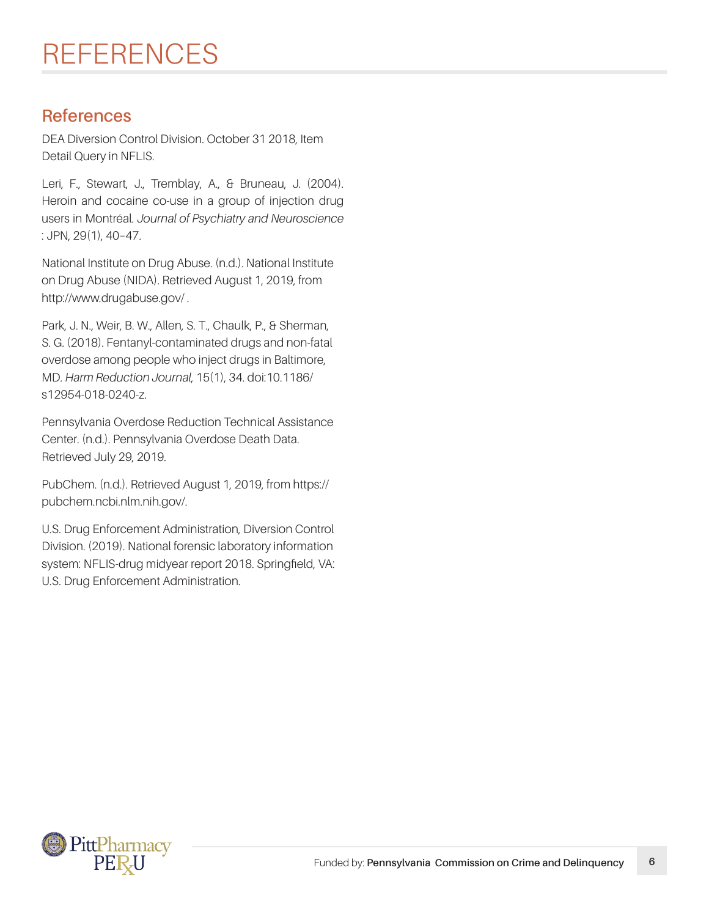# REFERENCES

## References

DEA Diversion Control Division. October 31 2018, Item Detail Query in NFLIS.

Leri, F., Stewart, J., Tremblay, A., & Bruneau, J. (2004). Heroin and cocaine co-use in a group of injection drug users in Montréal. *Journal of Psychiatry and Neuroscience* : JPN, 29(1), 40–47.

National Institute on Drug Abuse. (n.d.). National Institute on Drug Abuse (NIDA). Retrieved August 1, 2019, from http://www.drugabuse.gov/ .

Park, J. N., Weir, B. W., Allen, S. T., Chaulk, P., & Sherman, S. G. (2018). Fentanyl-contaminated drugs and non-fatal overdose among people who inject drugs in Baltimore, MD. *Harm Reduction Journal*, 15(1), 34. doi:10.1186/s12954-018-0240-z.

Pennsylvania Overdose Reduction Technical Assistance Center. (n.d.). Pennsylvania Overdose Death Data. Retrieved July 29, 2019.

PubChem. (n.d.). Retrieved August 1, 2019, from https://pubchem.ncbi.nlm.nih.gov/.

U.S. Drug Enforcement Administration, Diversion Control Division. (2019). National forensic laboratory information system: NFLIS-drug midyear report 2018. Springfield, VA: U.S. Drug Enforcement Administration.

Funded by: **Pennsylvania Commission on Crime and Delinquency**